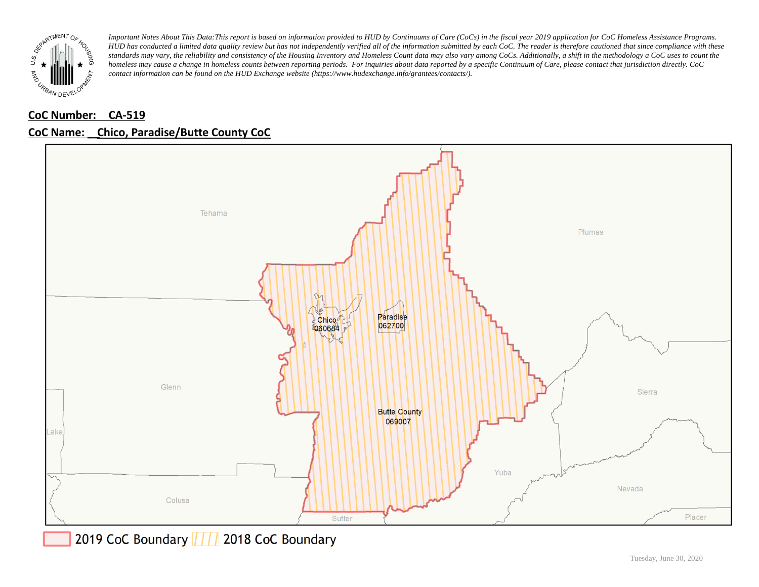*Important Notes About This Data: This report is based on information provided to HUD by Continuums of Care (CoCs) in the fiscal year 2019 application for CoC Homeless Assistance Programs. HUD has conducted a limited data quality review but has not independently verified all of the information submitted by each CoC. The reader is therefore cautioned that since compliance with these standards may vary, the reliability and consistency of the Housing Inventory and Homeless Count data may also vary among CoCs. Additionally, a shift in the methodology a CoC uses to count the homeless may cause a change in homeless counts between reporting periods. For inquiries about data reported by a specific Continuum of Care, please contact that jurisdiction directly. CoC contact information can be found on the HUD Exchange website (https://www.hudexchange.info/grantees/contacts/).*

**CoC Number: CA-519**

**CoC Name: Chico, Paradise/Butte County CoC**

Tehama

Plumas

Glenn

Sierra

Lake

Yuba

Nevada

Colusa

Sutter

Placer

Chico 060684

Paradise 062700

Butte County 069007

2019 CoC Boundary    2018 CoC Boundary

Tuesday, June 30, 2020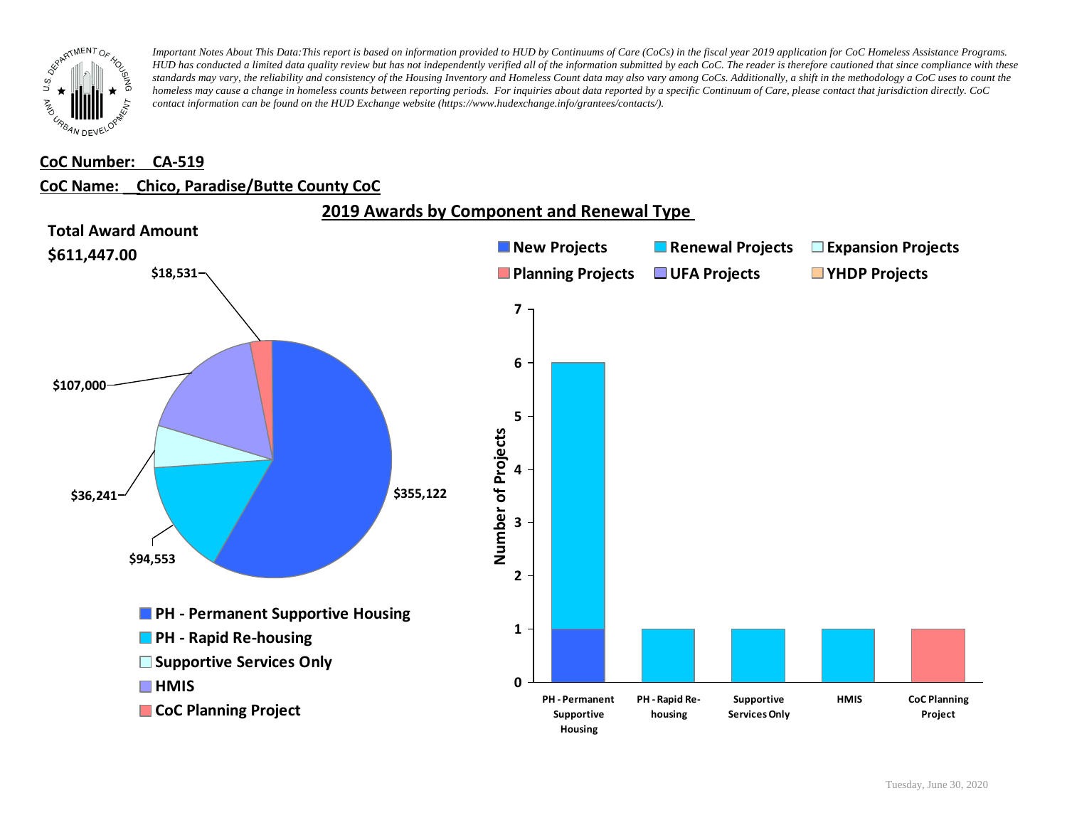*Important Notes About This Data: This report is based on information provided to HUD by Continuums of Care (CoCs) in the fiscal year 2019 application for CoC Homeless Assistance Programs. HUD has conducted a limited data quality review but has not independently verified all of the information submitted by each CoC. The reader is therefore cautioned that since compliance with these standards may vary, the reliability and consistency of the Housing Inventory and Homeless Count data may also vary among CoCs. Additionally, a shift in the methodology a CoC uses to count the homeless may cause a change in homeless counts between reporting periods. For inquiries about data reported by a specific Continuum of Care, please contact that jurisdiction directly. CoC contact information can be found on the HUD Exchange website (https://www.hudexchange.info/grantees/contacts/).*

**CoC Number: CA-519**

**CoC Name: Chico, Paradise/Butte County CoC**

## 2019 Awards by Component and Renewal Type

**Total Award Amount**

**$611,447.00**

| Component | Award Amount |
|---|---|
| PH - Permanent Supportive Housing | $355,122 |
| PH - Rapid Re-housing | $94,553 |
| Supportive Services Only | $36,241 |
| HMIS | $107,000 |
| CoC Planning Project | $18,531 |

**Number of Projects**

| Component | New Projects | Renewal Projects | Expansion Projects | Planning Projects | UFA Projects | YHDP Projects |
|---|---|---|---|---|---|---|
| PH - Permanent Supportive Housing | 1 | 5 | | | | |
| PH - Rapid Re-housing | | 1 | | | | |
| Supportive Services Only | | 1 | | | | |
| HMIS | | 1 | | | | |
| CoC Planning Project | | | | 1 | | |

Tuesday, June 30, 2020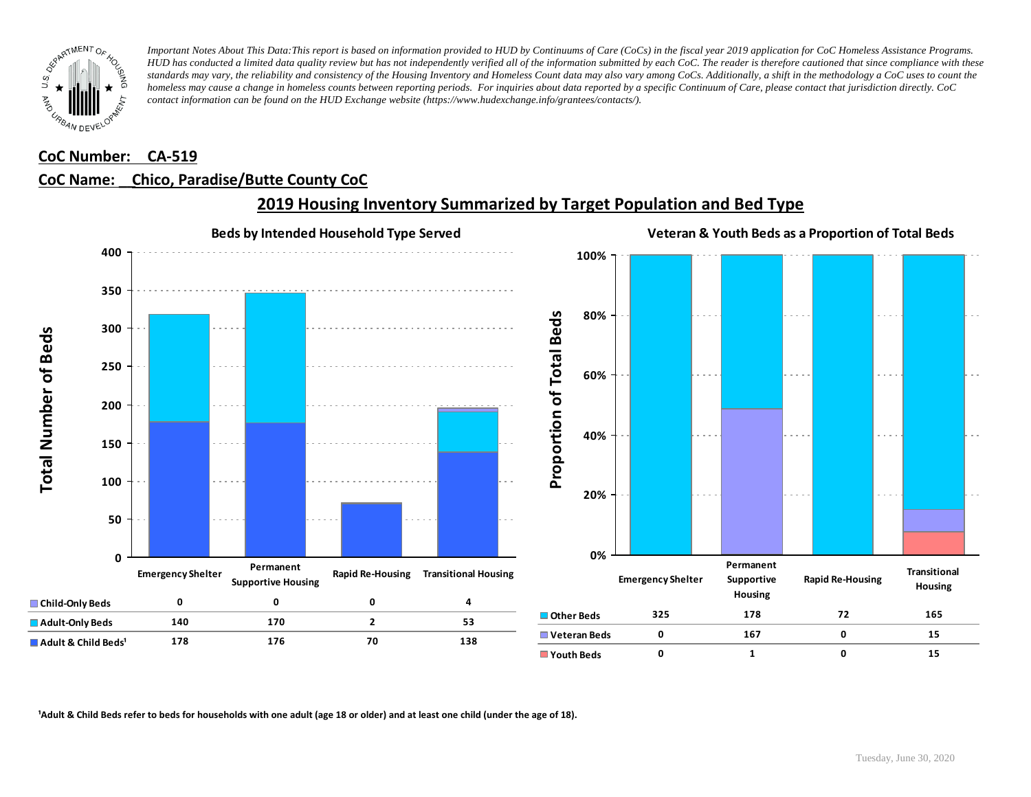*Important Notes About This Data:This report is based on information provided to HUD by Continuums of Care (CoCs) in the fiscal year 2019 application for CoC Homeless Assistance Programs. HUD has conducted a limited data quality review but has not independently verified all of the information submitted by each CoC. The reader is therefore cautioned that since compliance with these standards may vary, the reliability and consistency of the Housing Inventory and Homeless Count data may also vary among CoCs. Additionally, a shift in the methodology a CoC uses to count the homeless may cause a change in homeless counts between reporting periods. For inquiries about data reported by a specific Continuum of Care, please contact that jurisdiction directly. CoC contact information can be found on the HUD Exchange website (https://www.hudexchange.info/grantees/contacts/).*

**CoC Number: CA-519**

**CoC Name: Chico, Paradise/Butte County CoC**

## 2019 Housing Inventory Summarized by Target Population and Bed Type

### Beds by Intended Household Type Served

| | Emergency Shelter | Permanent Supportive Housing | Rapid Re-Housing | Transitional Housing |
|---|---|---|---|---|
| Child-Only Beds | 0 | 0 | 0 | 4 |
| Adult-Only Beds | 140 | 170 | 2 | 53 |
| Adult & Child Beds[1] | 178 | 176 | 70 | 138 |

### Veteran & Youth Beds as a Proportion of Total Beds

| | Emergency Shelter | Permanent Supportive Housing | Rapid Re-Housing | Transitional Housing |
|---|---|---|---|---|
| Other Beds | 325 | 178 | 72 | 165 |
| Veteran Beds | 0 | 167 | 0 | 15 |
| Youth Beds | 0 | 1 | 0 | 15 |

[1]Adult & Child Beds refer to beds for households with one adult (age 18 or older) and at least one child (under the age of 18).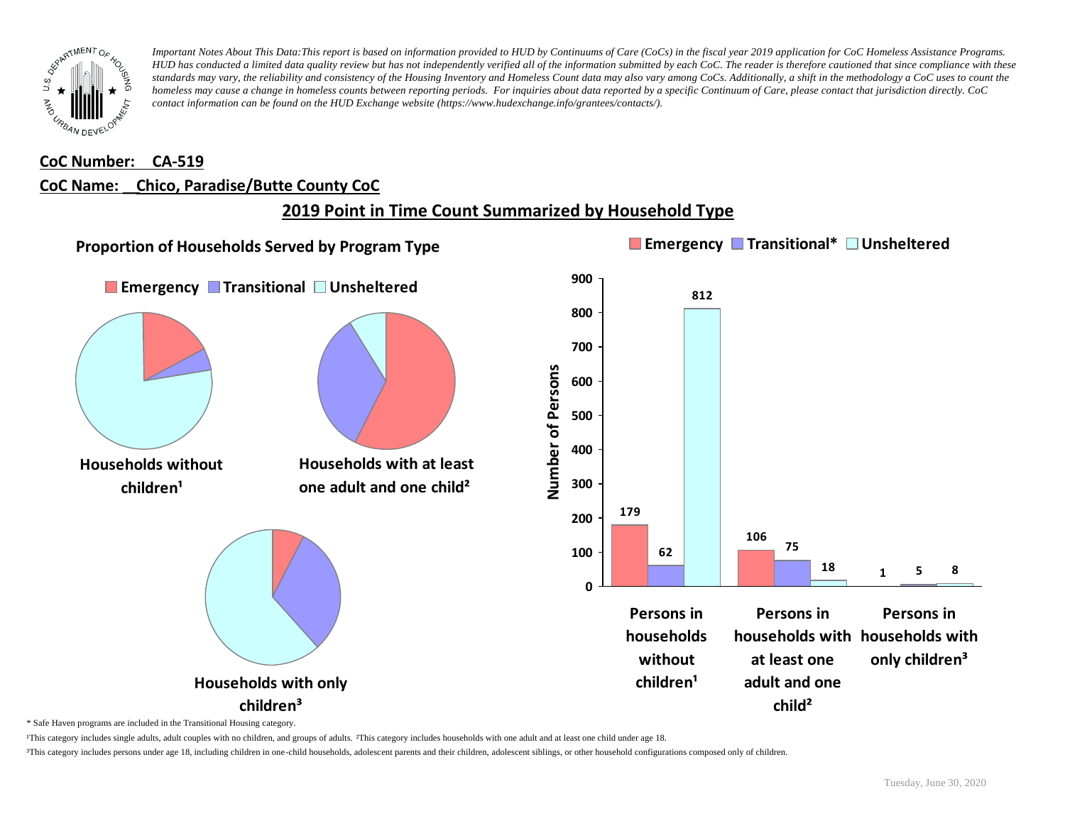*Important Notes About This Data: This report is based on information provided to HUD by Continuums of Care (CoCs) in the fiscal year 2019 application for CoC Homeless Assistance Programs. HUD has conducted a limited data quality review but has not independently verified all of the information submitted by each CoC. The reader is therefore cautioned that since compliance with these standards may vary, the reliability and consistency of the Housing Inventory and Homeless Count data may also vary among CoCs. Additionally, a shift in the methodology a CoC uses to count the homeless may cause a change in homeless counts between reporting periods. For inquiries about data reported by a specific Continuum of Care, please contact that jurisdiction directly. CoC contact information can be found on the HUD Exchange website (https://www.hudexchange.info/grantees/contacts/).*

**CoC Number: CA-519**

**CoC Name: Chico, Paradise/Butte County CoC**

## 2019 Point in Time Count Summarized by Household Type

### Proportion of Households Served by Program Type

Emergency | Transitional | Unsheltered

- Households without children[1]
- Households with at least one adult and one child[2]
- Households with only children[3]

| | Emergency | Transitional* | Unsheltered |
|---|---|---|---|
| Persons in households without children[1] | 179 | 62 | 812 |
| Persons in households with at least one adult and one child[2] | 106 | 75 | 18 |
| Persons in households with only children[3] | 1 | 5 | 8 |

\* Safe Haven programs are included in the Transitional Housing category.

[1]This category includes single adults, adult couples with no children, and groups of adults. [2]This category includes households with one adult and at least one child under age 18.

[3]This category includes persons under age 18, including children in one-child households, adolescent parents and their children, adolescent siblings, or other household configurations composed only of children.

Tuesday, June 30, 2020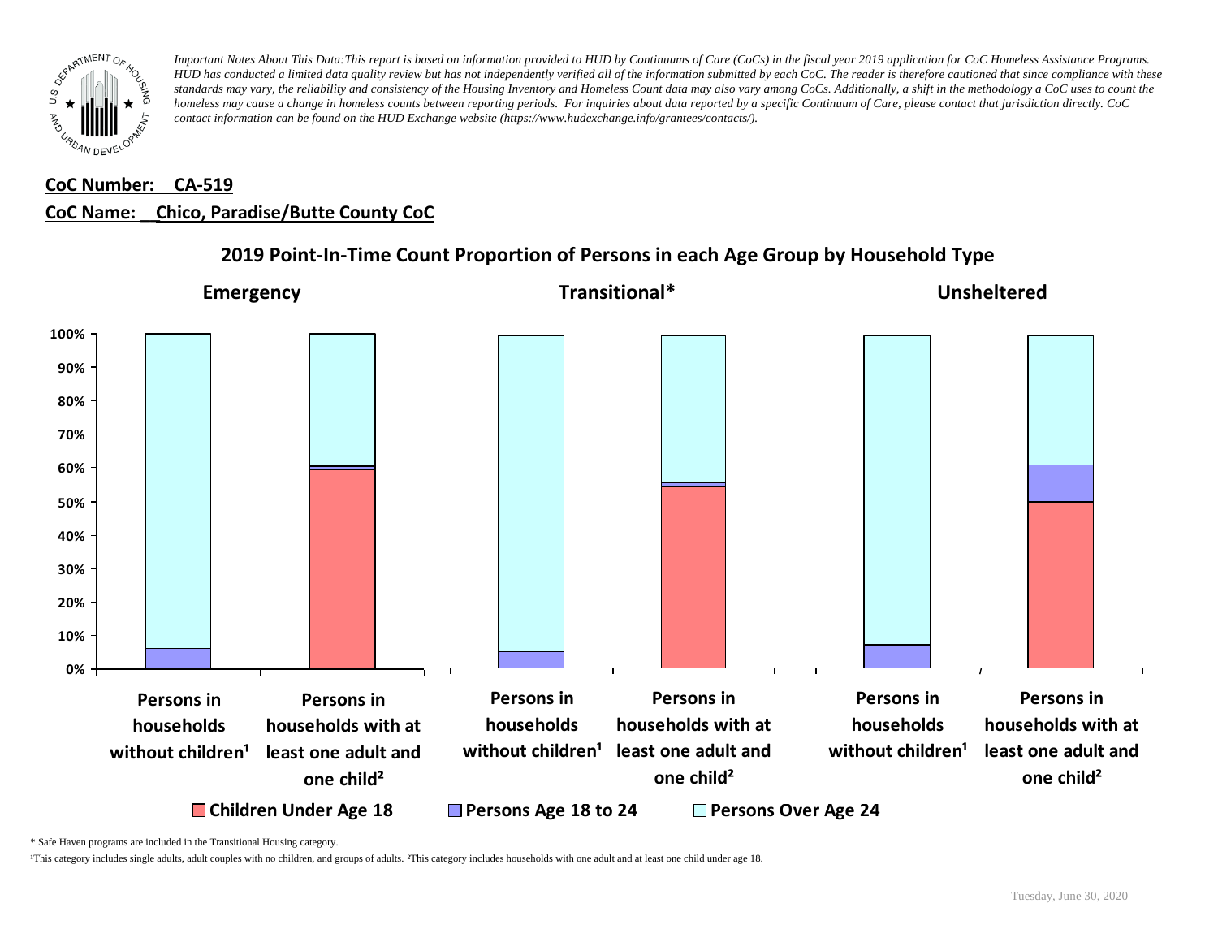*Important Notes About This Data:This report is based on information provided to HUD by Continuums of Care (CoCs) in the fiscal year 2019 application for CoC Homeless Assistance Programs. HUD has conducted a limited data quality review but has not independently verified all of the information submitted by each CoC. The reader is therefore cautioned that since compliance with these standards may vary, the reliability and consistency of the Housing Inventory and Homeless Count data may also vary among CoCs. Additionally, a shift in the methodology a CoC uses to count the homeless may cause a change in homeless counts between reporting periods. For inquiries about data reported by a specific Continuum of Care, please contact that jurisdiction directly. CoC contact information can be found on the HUD Exchange website (https://www.hudexchange.info/grantees/contacts/).*

**CoC Number: CA-519**

**CoC Name: Chico, Paradise/Butte County CoC**

## 2019 Point-In-Time Count Proportion of Persons in each Age Group by Household Type

**Emergency** | **Transitional*** | **Unsheltered**

0% 10% 20% 30% 40% 50% 60% 70% 80% 90% 100%

Persons in households without children¹ | Persons in households with at least one adult and one child²

■ Children Under Age 18 ■ Persons Age 18 to 24 □ Persons Over Age 24

\* Safe Haven programs are included in the Transitional Housing category.

¹This category includes single adults, adult couples with no children, and groups of adults. ²This category includes households with one adult and at least one child under age 18.

Tuesday, June 30, 2020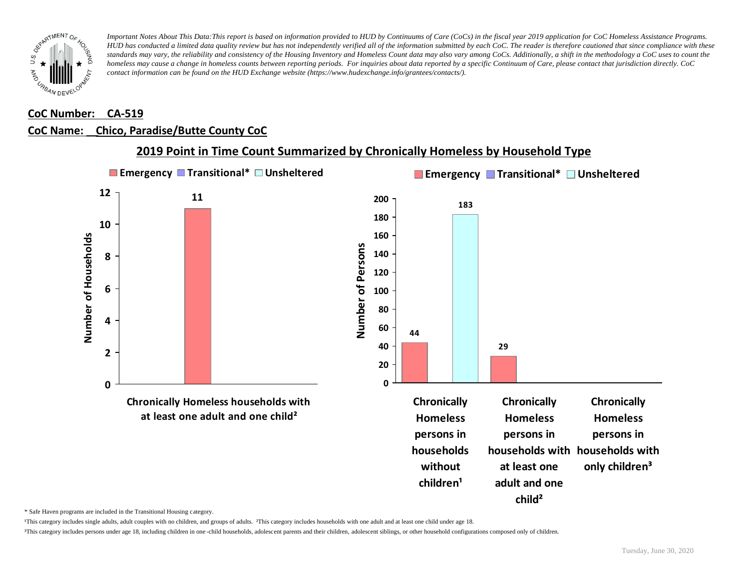*Important Notes About This Data:This report is based on information provided to HUD by Continuums of Care (CoCs) in the fiscal year 2019 application for CoC Homeless Assistance Programs. HUD has conducted a limited data quality review but has not independently verified all of the information submitted by each CoC. The reader is therefore cautioned that since compliance with these standards may vary, the reliability and consistency of the Housing Inventory and Homeless Count data may also vary among CoCs. Additionally, a shift in the methodology a CoC uses to count the homeless may cause a change in homeless counts between reporting periods. For inquiries about data reported by a specific Continuum of Care, please contact that jurisdiction directly. CoC contact information can be found on the HUD Exchange website (https://www.hudexchange.info/grantees/contacts/).*

**CoC Number: CA-519**

**CoC Name: Chico, Paradise/Butte County CoC**

## 2019 Point in Time Count Summarized by Chronically Homeless by Household Type

**Number of Households**

| | Emergency | Transitional* | Unsheltered |
|---|---|---|---|
| Chronically Homeless households with at least one adult and one child[2] | 11 | | |

**Number of Persons**

| | Emergency | Transitional* | Unsheltered |
|---|---|---|---|
| Chronically Homeless persons in households without children[1] | 44 | | 183 |
| Chronically Homeless persons in households with at least one adult and one child[2] | 29 | | |
| Chronically Homeless persons in households with only children[3] | | | |

\* Safe Haven programs are included in the Transitional Housing category.

[1]This category includes single adults, adult couples with no children, and groups of adults. [2]This category includes households with one adult and at least one child under age 18.

[3]This category includes persons under age 18, including children in one-child households, adolescent parents and their children, adolescent siblings, or other household configurations composed only of children.

Tuesday, June 30, 2020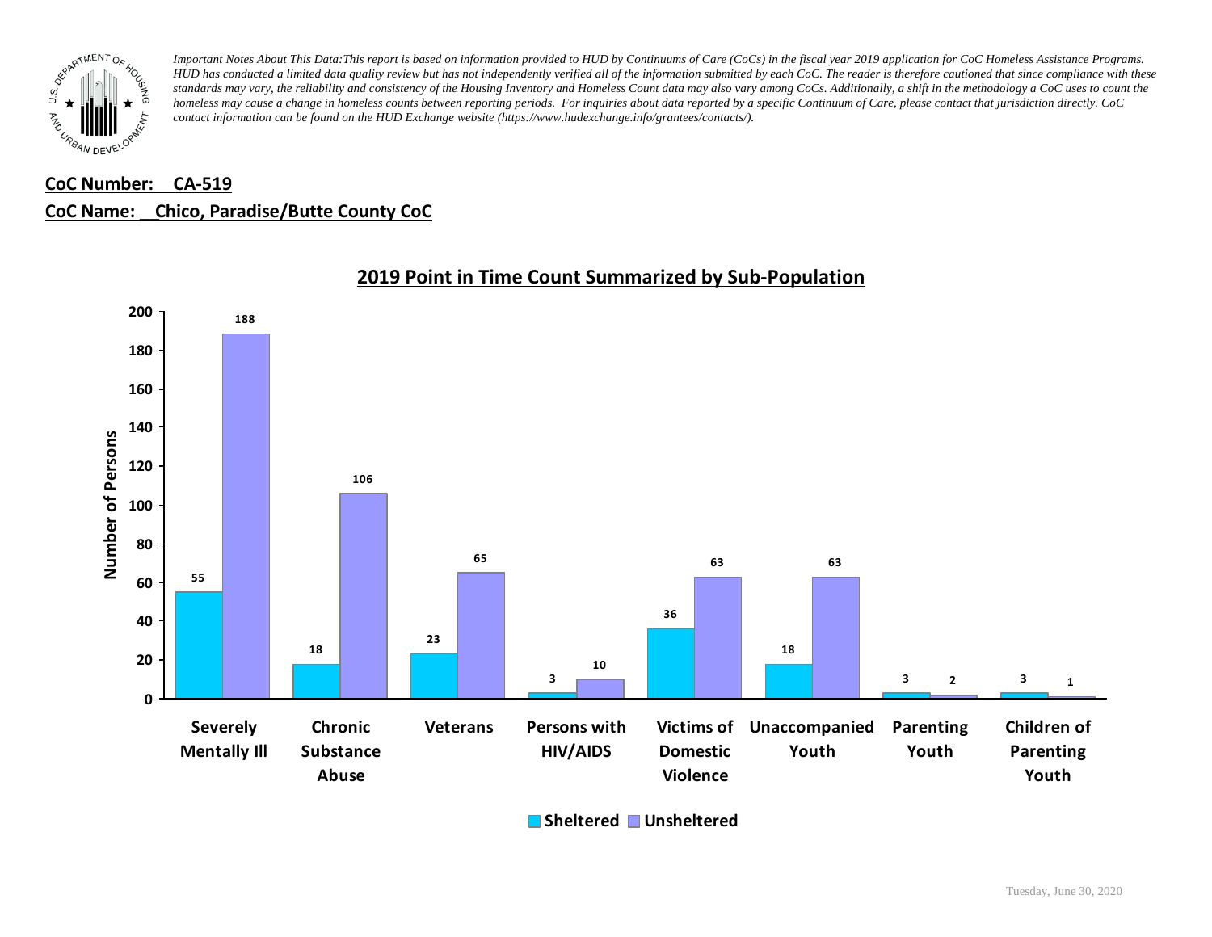*Important Notes About This Data:This report is based on information provided to HUD by Continuums of Care (CoCs) in the fiscal year 2019 application for CoC Homeless Assistance Programs. HUD has conducted a limited data quality review but has not independently verified all of the information submitted by each CoC. The reader is therefore cautioned that since compliance with these standards may vary, the reliability and consistency of the Housing Inventory and Homeless Count data may also vary among CoCs. Additionally, a shift in the methodology a CoC uses to count the homeless may cause a change in homeless counts between reporting periods. For inquiries about data reported by a specific Continuum of Care, please contact that jurisdiction directly. CoC contact information can be found on the HUD Exchange website (https://www.hudexchange.info/grantees/contacts/).*

**CoC Number: CA-519**

**CoC Name: Chico, Paradise/Butte County CoC**

## 2019 Point in Time Count Summarized by Sub-Population

Number of Persons

200
180
160
140
120
100
80
60
40
20
0

Severely Mentally Ill: 55, 188
Chronic Substance Abuse: 18, 106
Veterans: 23, 65
Persons with HIV/AIDS: 3, 10
Victims of Domestic Violence: 36, 63
Unaccompanied Youth: 18, 63
Parenting Youth: 3, 2
Children of Parenting Youth: 3, 1

Sheltered
Unsheltered

Tuesday, June 30, 2020